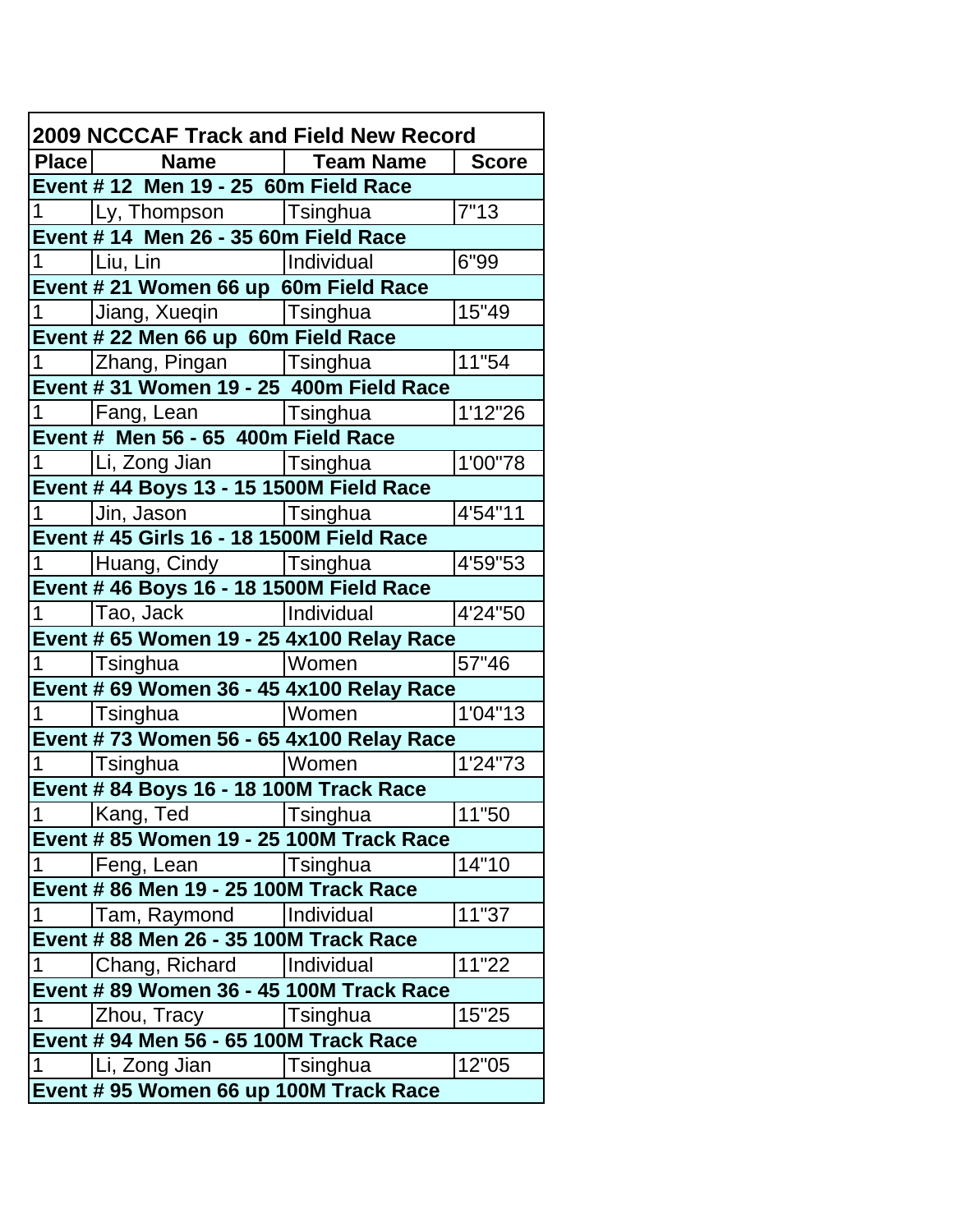| 2009 NCCCAF Track and Field New Record | | | |
|---|---|---|---|
| Place | Name | Team Name | Score |
| Event # 12 Men 19 - 25 60m Field Race | | | |
| 1 | Ly, Thompson | Tsinghua | 7"13 |
| Event # 14 Men 26 - 35 60m Field Race | | | |
| 1 | Liu, Lin | Individual | 6"99 |
| Event # 21 Women 66 up 60m Field Race | | | |
| 1 | Jiang, Xueqin | Tsinghua | 15"49 |
| Event # 22 Men 66 up 60m Field Race | | | |
| 1 | Zhang, Pingan | Tsinghua | 11"54 |
| Event # 31 Women 19 - 25 400m Field Race | | | |
| 1 | Fang, Lean | Tsinghua | 1'12"26 |
| Event # Men 56 - 65 400m Field Race | | | |
| 1 | Li, Zong Jian | Tsinghua | 1'00"78 |
| Event # 44 Boys 13 - 15 1500M Field Race | | | |
| 1 | Jin, Jason | Tsinghua | 4'54"11 |
| Event # 45 Girls 16 - 18 1500M Field Race | | | |
| 1 | Huang, Cindy | Tsinghua | 4'59"53 |
| Event # 46 Boys 16 - 18 1500M Field Race | | | |
| 1 | Tao, Jack | Individual | 4'24"50 |
| Event # 65 Women 19 - 25 4x100 Relay Race | | | |
| 1 | Tsinghua | Women | 57"46 |
| Event # 69 Women 36 - 45 4x100 Relay Race | | | |
| 1 | Tsinghua | Women | 1'04"13 |
| Event # 73 Women 56 - 65 4x100 Relay Race | | | |
| 1 | Tsinghua | Women | 1'24"73 |
| Event # 84 Boys 16 - 18 100M Track Race | | | |
| 1 | Kang, Ted | Tsinghua | 11"50 |
| Event # 85 Women 19 - 25 100M Track Race | | | |
| 1 | Feng, Lean | Tsinghua | 14"10 |
| Event # 86 Men 19 - 25 100M Track Race | | | |
| 1 | Tam, Raymond | Individual | 11"37 |
| Event # 88 Men 26 - 35 100M Track Race | | | |
| 1 | Chang, Richard | Individual | 11"22 |
| Event # 89 Women 36 - 45 100M Track Race | | | |
| 1 | Zhou, Tracy | Tsinghua | 15"25 |
| Event # 94 Men 56 - 65 100M Track Race | | | |
| 1 | Li, Zong Jian | Tsinghua | 12"05 |
| Event # 95 Women 66 up 100M Track Race | | | |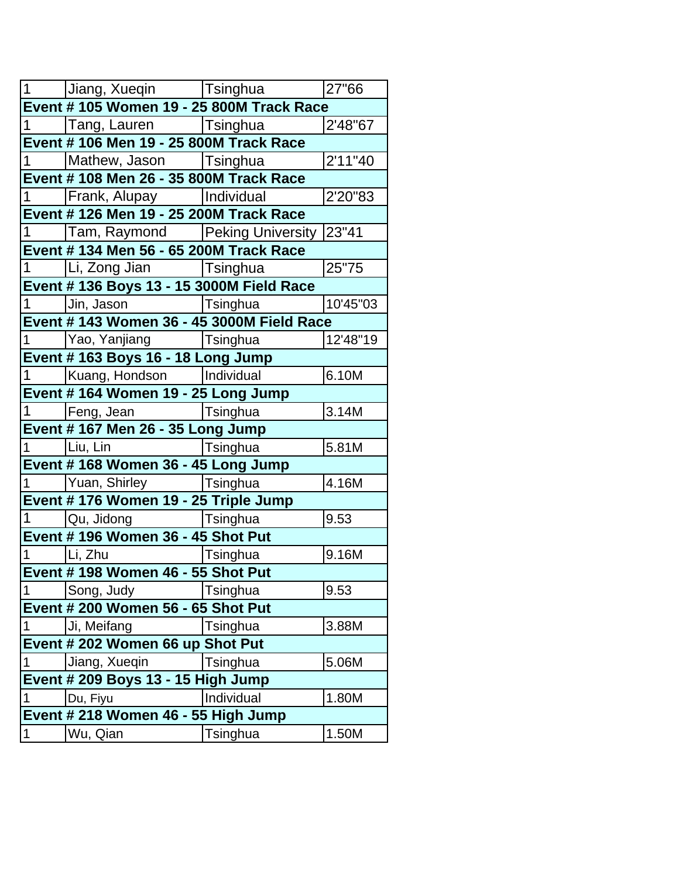| | | | |
|---|---|---|---|
| 1 | Jiang, Xueqin | Tsinghua | 27"66 |
| **Event # 105 Women 19 - 25 800M Track Race** | | | |
| 1 | Tang, Lauren | Tsinghua | 2'48"67 |
| **Event # 106 Men 19 - 25 800M Track Race** | | | |
| 1 | Mathew, Jason | Tsinghua | 2'11"40 |
| **Event # 108 Men 26 - 35 800M Track Race** | | | |
| 1 | Frank, Alupay | Individual | 2'20"83 |
| **Event # 126 Men 19 - 25 200M Track Race** | | | |
| 1 | Tam, Raymond | Peking University | 23"41 |
| **Event # 134 Men 56 - 65 200M Track Race** | | | |
| 1 | Li, Zong Jian | Tsinghua | 25"75 |
| **Event # 136 Boys 13 - 15 3000M Field Race** | | | |
| 1 | Jin, Jason | Tsinghua | 10'45"03 |
| **Event # 143 Women 36 - 45 3000M Field Race** | | | |
| 1 | Yao, Yanjiang | Tsinghua | 12'48"19 |
| **Event # 163 Boys 16 - 18 Long Jump** | | | |
| 1 | Kuang, Hondson | Individual | 6.10M |
| **Event # 164 Women 19 - 25 Long Jump** | | | |
| 1 | Feng, Jean | Tsinghua | 3.14M |
| **Event # 167 Men 26 - 35 Long Jump** | | | |
| 1 | Liu, Lin | Tsinghua | 5.81M |
| **Event # 168 Women 36 - 45 Long Jump** | | | |
| 1 | Yuan, Shirley | Tsinghua | 4.16M |
| **Event # 176 Women 19 - 25 Triple Jump** | | | |
| 1 | Qu, Jidong | Tsinghua | 9.53 |
| **Event # 196 Women 36 - 45 Shot Put** | | | |
| 1 | Li, Zhu | Tsinghua | 9.16M |
| **Event # 198 Women 46 - 55 Shot Put** | | | |
| 1 | Song, Judy | Tsinghua | 9.53 |
| **Event # 200 Women 56 - 65 Shot Put** | | | |
| 1 | Ji, Meifang | Tsinghua | 3.88M |
| **Event # 202 Women 66 up Shot Put** | | | |
| 1 | Jiang, Xueqin | Tsinghua | 5.06M |
| **Event # 209 Boys 13 - 15 High Jump** | | | |
| 1 | Du, Fiyu | Individual | 1.80M |
| **Event # 218 Women 46 - 55 High Jump** | | | |
| 1 | Wu, Qian | Tsinghua | 1.50M |